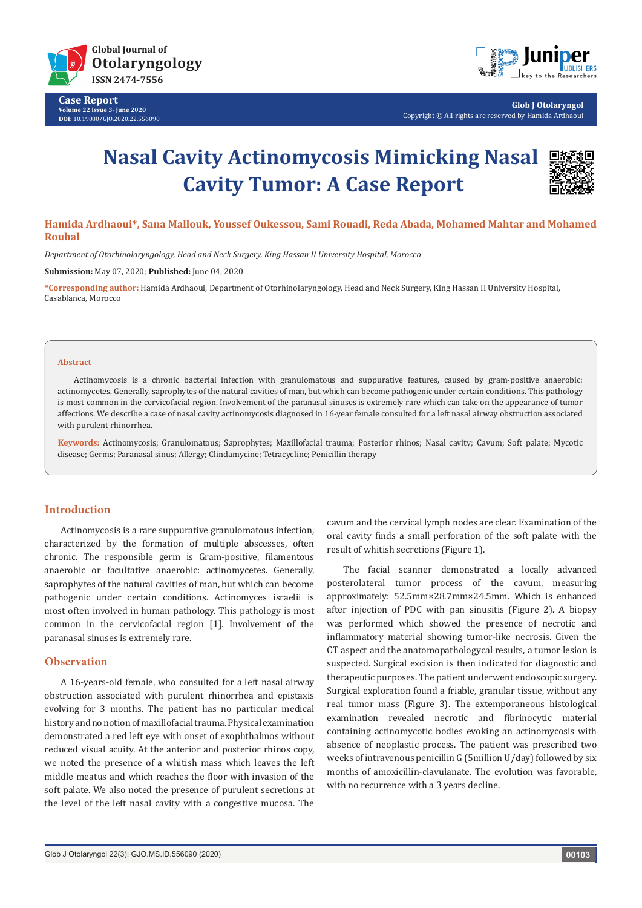Case Report

# Nasal Cavity Actinomycosis Mimicking Nasal Cavity Tumor: A Case Report

**Hamida Ardhaoui\*, Sana Mallouk, Youssef Oukessou, Sami Rouadi, Reda Abada, Mohamed Mahtar and Mohamed Roubal**

*Department of Otorhinolaryngology, Head and Neck Surgery, King Hassan II University Hospital, Morocco*

**Submission:** May 07, 2020; **Published:** June 04, 2020

**\*Corresponding author:** Hamida Ardhaoui, Department of Otorhinolaryngology, Head and Neck Surgery, King Hassan II University Hospital, Casablanca, Morocco

### Abstract

Actinomycosis is a chronic bacterial infection with granulomatous and suppurative features, caused by gram-positive anaerobic: actinomycetes. Generally, saprophytes of the natural cavities of man, but which can become pathogenic under certain conditions. This pathology is most common in the cervicofacial region. Involvement of the paranasal sinuses is extremely rare which can take on the appearance of tumor affections. We describe a case of nasal cavity actinomycosis diagnosed in 16-year female consulted for a left nasal airway obstruction associated with purulent rhinorrhea.

**Keywords:** Actinomycosis; Granulomatous; Saprophytes; Maxillofacial trauma; Posterior rhinos; Nasal cavity; Cavum; Soft palate; Mycotic disease; Germs; Paranasal sinus; Allergy; Clindamycine; Tetracycline; Penicillin therapy

## Introduction

Actinomycosis is a rare suppurative granulomatous infection, characterized by the formation of multiple abscesses, often chronic. The responsible germ is Gram-positive, filamentous anaerobic or facultative anaerobic: actinomycetes. Generally, saprophytes of the natural cavities of man, but which can become pathogenic under certain conditions. Actinomyces israelii is most often involved in human pathology. This pathology is most common in the cervicofacial region [1]. Involvement of the paranasal sinuses is extremely rare.

## Observation

A 16-years-old female, who consulted for a left nasal airway obstruction associated with purulent rhinorrhea and epistaxis evolving for 3 months. The patient has no particular medical history and no notion of maxillofacial trauma. Physical examination demonstrated a red left eye with onset of exophthalmos without reduced visual acuity. At the anterior and posterior rhinos copy, we noted the presence of a whitish mass which leaves the left middle meatus and which reaches the floor with invasion of the soft palate. We also noted the presence of purulent secretions at the level of the left nasal cavity with a congestive mucosa. The cavum and the cervical lymph nodes are clear. Examination of the oral cavity finds a small perforation of the soft palate with the result of whitish secretions (Figure 1).

The facial scanner demonstrated a locally advanced posterolateral tumor process of the cavum, measuring approximately: 52.5mm×28.7mm×24.5mm. Which is enhanced after injection of PDC with pan sinusitis (Figure 2). A biopsy was performed which showed the presence of necrotic and inflammatory material showing tumor-like necrosis. Given the CT aspect and the anatomopathologycal results, a tumor lesion is suspected. Surgical excision is then indicated for diagnostic and therapeutic purposes. The patient underwent endoscopic surgery. Surgical exploration found a friable, granular tissue, without any real tumor mass (Figure 3). The extemporaneous histological examination revealed necrotic and fibrinocytic material containing actinomycotic bodies evoking an actinomycosis with absence of neoplastic process. The patient was prescribed two weeks of intravenous penicillin G (5million U/day) followed by six months of amoxicillin-clavulanate. The evolution was favorable, with no recurrence with a 3 years decline.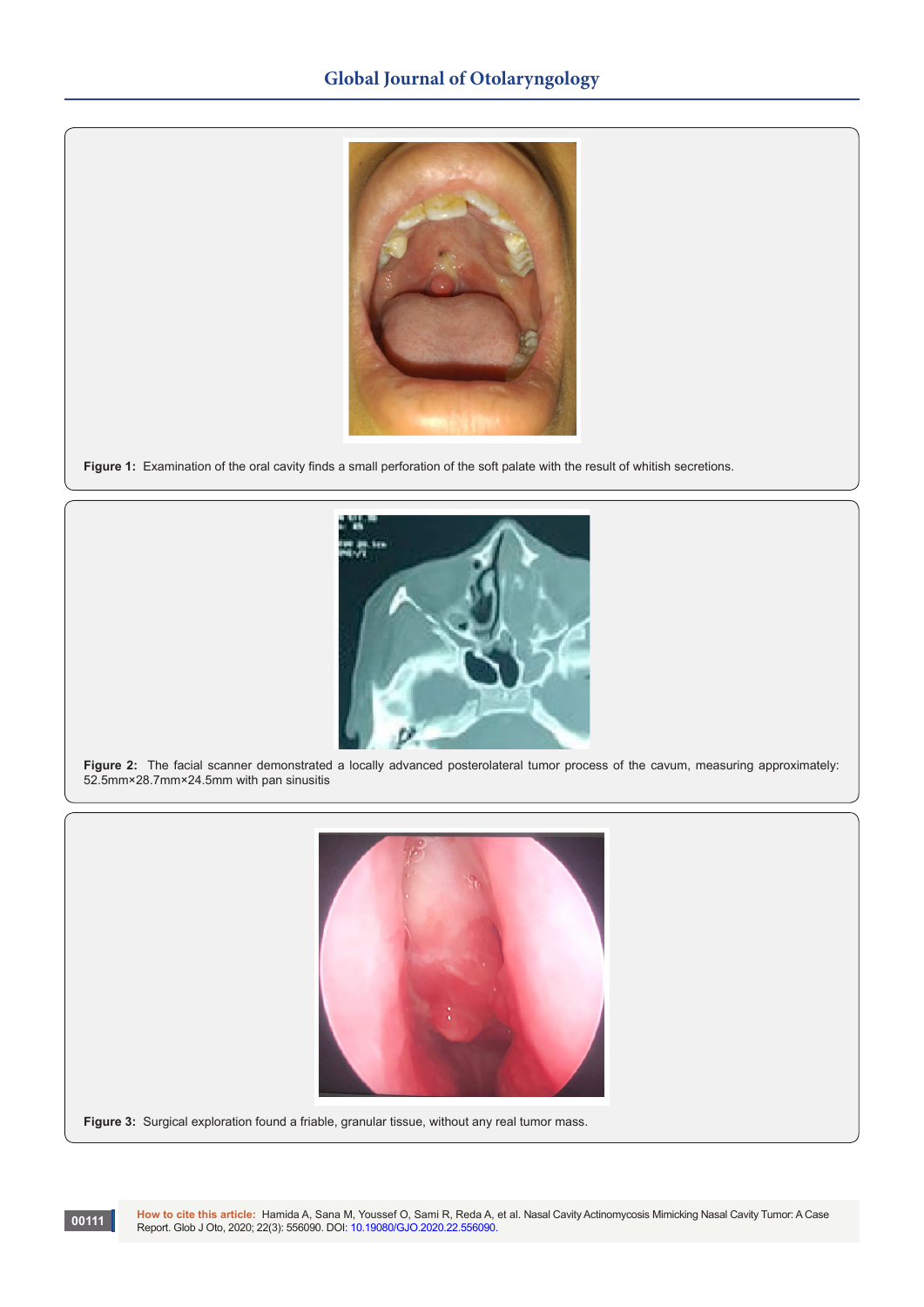Figure 1: Examination of the oral cavity finds a small perforation of the soft palate with the result of whitish secretions.

Figure 2: The facial scanner demonstrated a locally advanced posterolateral tumor process of the cavum, measuring approximately: 52.5mm×28.7mm×24.5mm with pan sinusitis

Figure 3: Surgical exploration found a friable, granular tissue, without any real tumor mass.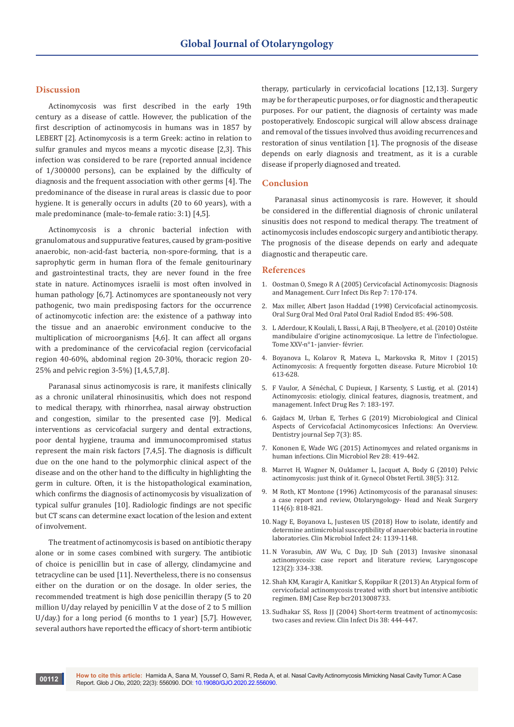## Discussion

Actinomycosis was first described in the early 19th century as a disease of cattle. However, the publication of the first description of actinomycosis in humans was in 1857 by LEBERT [2]. Actinomycosis is a term Greek: actino in relation to sulfur granules and mycos means a mycotic disease [2,3]. This infection was considered to be rare (reported annual incidence of 1/300000 persons), can be explained by the difficulty of diagnosis and the frequent association with other germs [4]. The predominance of the disease in rural areas is classic due to poor hygiene. It is generally occurs in adults (20 to 60 years), with a male predominance (male-to-female ratio: 3:1) [4,5].

Actinomycosis is a chronic bacterial infection with granulomatous and suppurative features, caused by gram-positive anaerobic, non-acid-fast bacteria, non-spore-forming, that is a saprophytic germ in human flora of the female genitourinary and gastrointestinal tracts, they are never found in the free state in nature. Actinomyces israelii is most often involved in human pathology [6,7]. Actinomyces are spontaneously not very pathogenic, two main predisposing factors for the occurrence of actinomycotic infection are: the existence of a pathway into the tissue and an anaerobic environment conducive to the multiplication of microorganisms [4,6]. It can affect all organs with a predominance of the cervicofacial region (cervicofacial region 40-60%, abdominal region 20-30%, thoracic region 20-25% and pelvic region 3-5%) [1,4,5,7,8].

Paranasal sinus actinomycosis is rare, it manifests clinically as a chronic unilateral rhinosinusitis, which does not respond to medical therapy, with rhinorrhea, nasal airway obstruction and congestion, similar to the presented case [9]. Medical interventions as cervicofacial surgery and dental extractions, poor dental hygiene, trauma and immunocompromised status represent the main risk factors [7,4,5]. The diagnosis is difficult due on the one hand to the polymorphic clinical aspect of the disease and on the other hand to the difficulty in highlighting the germ in culture. Often, it is the histopathological examination, which confirms the diagnosis of actinomycosis by visualization of typical sulfur granules [10]. Radiologic findings are not specific but CT scans can determine exact location of the lesion and extent of involvement.

The treatment of actinomycosis is based on antibiotic therapy alone or in some cases combined with surgery. The antibiotic of choice is penicillin but in case of allergy, clindamycine and tetracycline can be used [11]. Nevertheless, there is no consensus either on the duration or on the dosage. In older series, the recommended treatment is high dose penicillin therapy (5 to 20 million U/day relayed by penicillin V at the dose of 2 to 5 million U/day.) for a long period (6 months to 1 year) [5,7]. However, several authors have reported the efficacy of short-term antibiotic therapy, particularly in cervicofacial locations [12,13]. Surgery may be for therapeutic purposes, or for diagnostic and therapeutic purposes. For our patient, the diagnosis of certainty was made postoperatively. Endoscopic surgical will allow abscess drainage and removal of the tissues involved thus avoiding recurrences and restoration of sinus ventilation [1]. The prognosis of the disease depends on early diagnosis and treatment, as it is a curable disease if properly diagnosed and treated.

## Conclusion

Paranasal sinus actinomycosis is rare. However, it should be considered in the differential diagnosis of chronic unilateral sinusitis does not respond to medical therapy. The treatment of actinomycosis includes endoscopic surgery and antibiotic therapy. The prognosis of the disease depends on early and adequate diagnostic and therapeutic care.

## References

1. Oostman O, Smego R A (2005) Cervicofacial Actinomycosis: Diagnosis and Management. Curr Infect Dis Rep 7: 170-174.
2. Max miller, Albert Jason Haddad (1998) Cervicofacial actinomycosis. Oral Surg Oral Med Oral Patol Oral Radiol Endod 85: 496-508.
3. L Aderdour, K Koulali, L Bassi, A Raji, B Theolyere, et al. (2010) Ostéite mandibulaire d'origine actinomycosique. La lettre de l'infectiologue. Tome XXV-n°1- janvier- février.
4. Boyanova L, Kolarov R, Mateva L, Markovska R, Mitov I (2015) Actinomycosis: A frequently forgotten disease. Future Microbiol 10: 613-628.
5. F Vaulor, A Sénéchal, C Dupieux, J Karsenty, S Lustig, et al. (2014) Actinomycosis: etiologiy, clinical features, diagnosis, treatment, and management. Infect Drug Res 7: 183-197.
6. Gajdacs M, Urban E, Terhes G (2019) Microbiological and Clinical Aspects of Cervicofacial Actinomycosices Infections: An Overview. Dentistry journal Sep 7(3): 85.
7. Kononen E, Wade WG (2015) Actinomyces and related organisms in human infections. Clin Microbiol Rev 28: 419-442.
8. Marret H, Wagner N, Ouldamer L, Jacquet A, Body G (2010) Pelvic actinomycosis: just think of it. Gynecol Obstet Fertil. 38(5): 312.
9. M Roth, KT Montone (1996) Actinomycosis of the paranasal sinuses: a case report and review, Otolaryngology- Head and Neak Surgery 114(6): 818-821.
10. Nagy E, Boyanova L, Justesen US (2018) How to isolate, identify and determine antimicrobial susceptibility of anaerobic bacteria in routine laboratories. Clin Microbiol Infect 24: 1139-1148.
11. N Vorasubin, AW Wu, C Day, JD Suh (2013) Invasive sinonasal actinomycosis: case report and literature review, Laryngoscope 123(2): 334-338.
12. Shah KM, Karagir A, Kanitkar S, Koppikar R (2013) An Atypical form of cervicofacial actinomycosis treated with short but intensive antibiotic regimen. BMJ Case Rep bcr2013008733.
13. Sudhakar SS, Ross JJ (2004) Short-term treatment of actinomycosis: two cases and review. Clin Infect Dis 38: 444-447.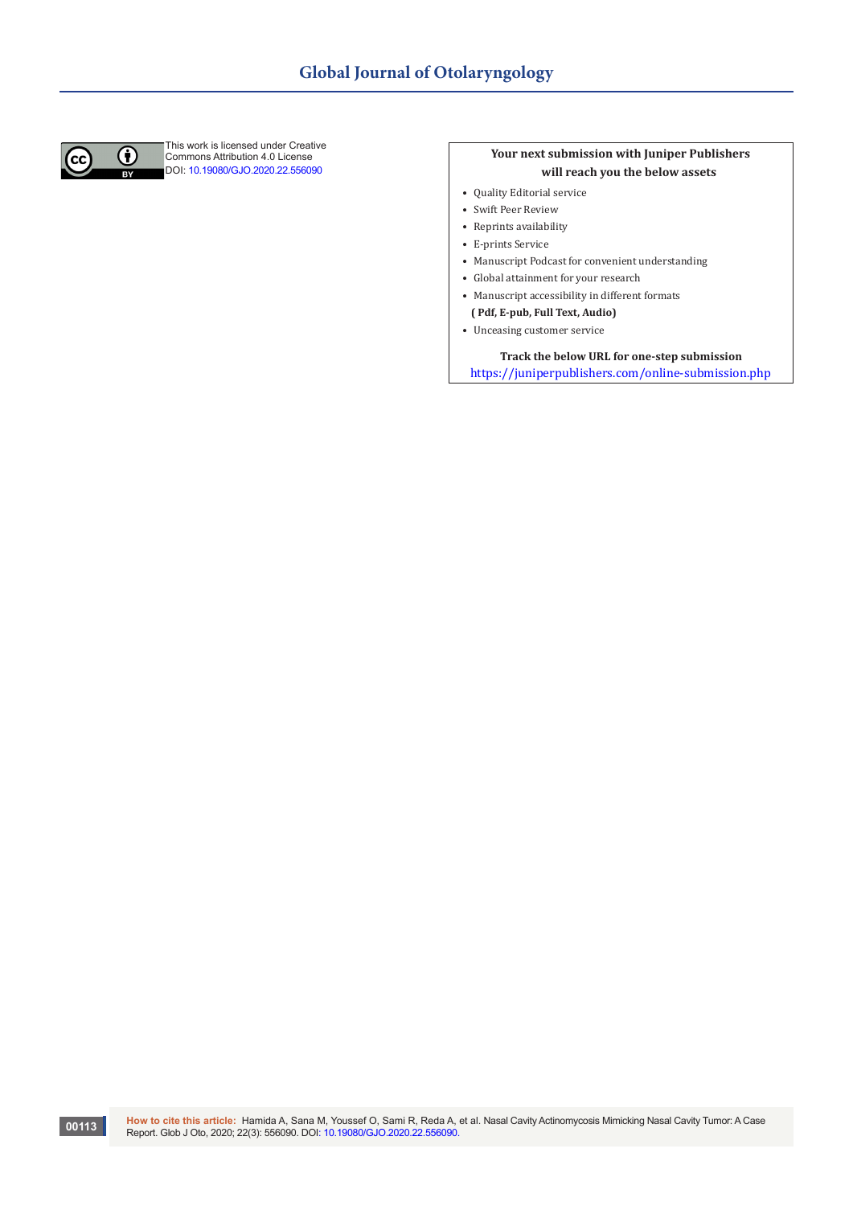This work is licensed under Creative Commons Attribution 4.0 License
DOI: 10.19080/GJO.2020.22.556090

**Your next submission with Juniper Publishers will reach you the below assets**

- Quality Editorial service
- Swift Peer Review
- Reprints availability
- E-prints Service
- Manuscript Podcast for convenient understanding
- Global attainment for your research
- Manuscript accessibility in different formats
  **( Pdf, E-pub, Full Text, Audio)**
- Unceasing customer service

**Track the below URL for one-step submission**
https://juniperpublishers.com/online-submission.php

**How to cite this article:** Hamida A, Sana M, Youssef O, Sami R, Reda A, et al. Nasal Cavity Actinomycosis Mimicking Nasal Cavity Tumor: A Case Report. Glob J Oto, 2020; 22(3): 556090. DOI: 10.19080/GJO.2020.22.556090.